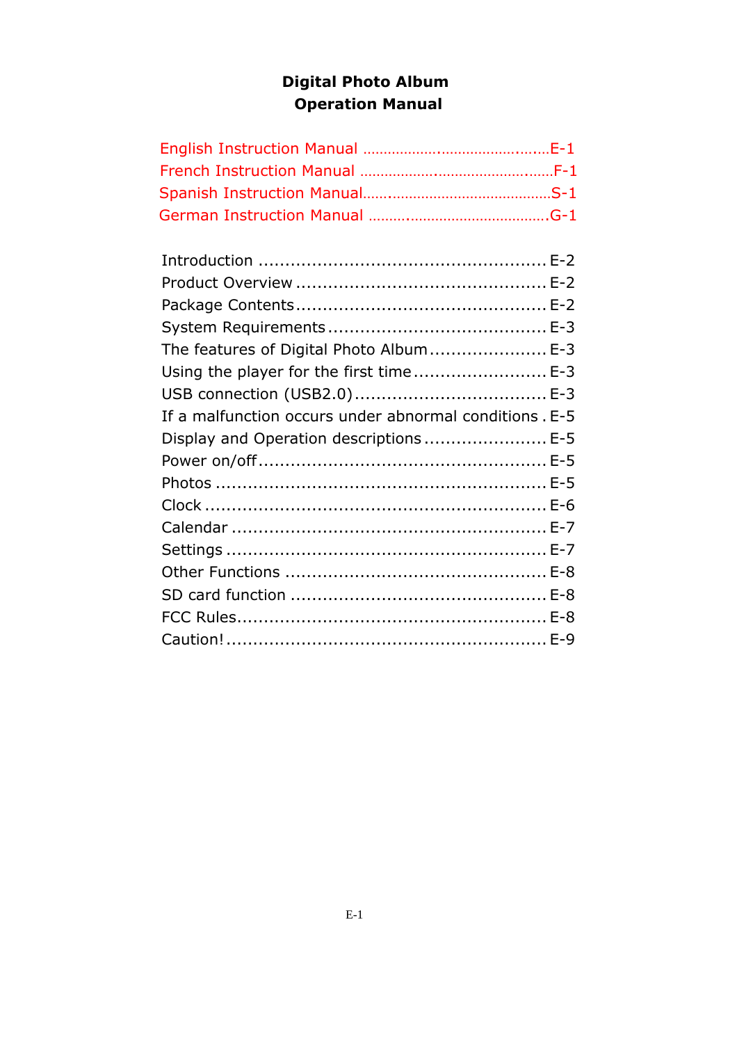# Digital Photo Album
# Operation Manual

English Instruction Manual ..................................................E-1
French Instruction Manual ..................................................F-1
Spanish Instruction Manual..................................................S-1
German Instruction Manual ..................................................G-1

Introduction ..................................................... E-2
Product Overview .............................................. E-2
Package Contents.............................................. E-2
System Requirements ........................................ E-3
The features of Digital Photo Album...................... E-3
Using the player for the first time ......................... E-3
USB connection (USB2.0).................................... E-3
If a malfunction occurs under abnormal conditions . E-5
Display and Operation descriptions....................... E-5
Power on/off...................................................... E-5
Photos ............................................................. E-5
Clock ............................................................... E-6
Calendar .......................................................... E-7
Settings ........................................................... E-7
Other Functions ................................................ E-8
SD card function ............................................... E-8
FCC Rules......................................................... E-8
Caution!........................................................... E-9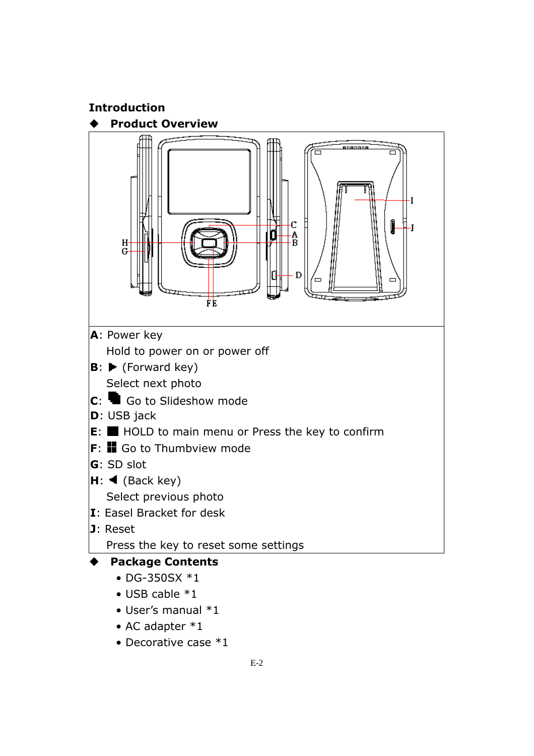## Introduction

### ◆ Product Overview

**A**: Power key
Hold to power on or power off

**B**: ▶ (Forward key)
Select next photo

**C**: Go to Slideshow mode

**D**: USB jack

**E**: ■ HOLD to main menu or Press the key to confirm

**F**: Go to Thumbview mode

**G**: SD slot

**H**: ◀ (Back key)
Select previous photo

**I**: Easel Bracket for desk

**J**: Reset
Press the key to reset some settings

### ◆ Package Contents

- DG-350SX *1
- USB cable *1
- User's manual *1
- AC adapter *1
- Decorative case *1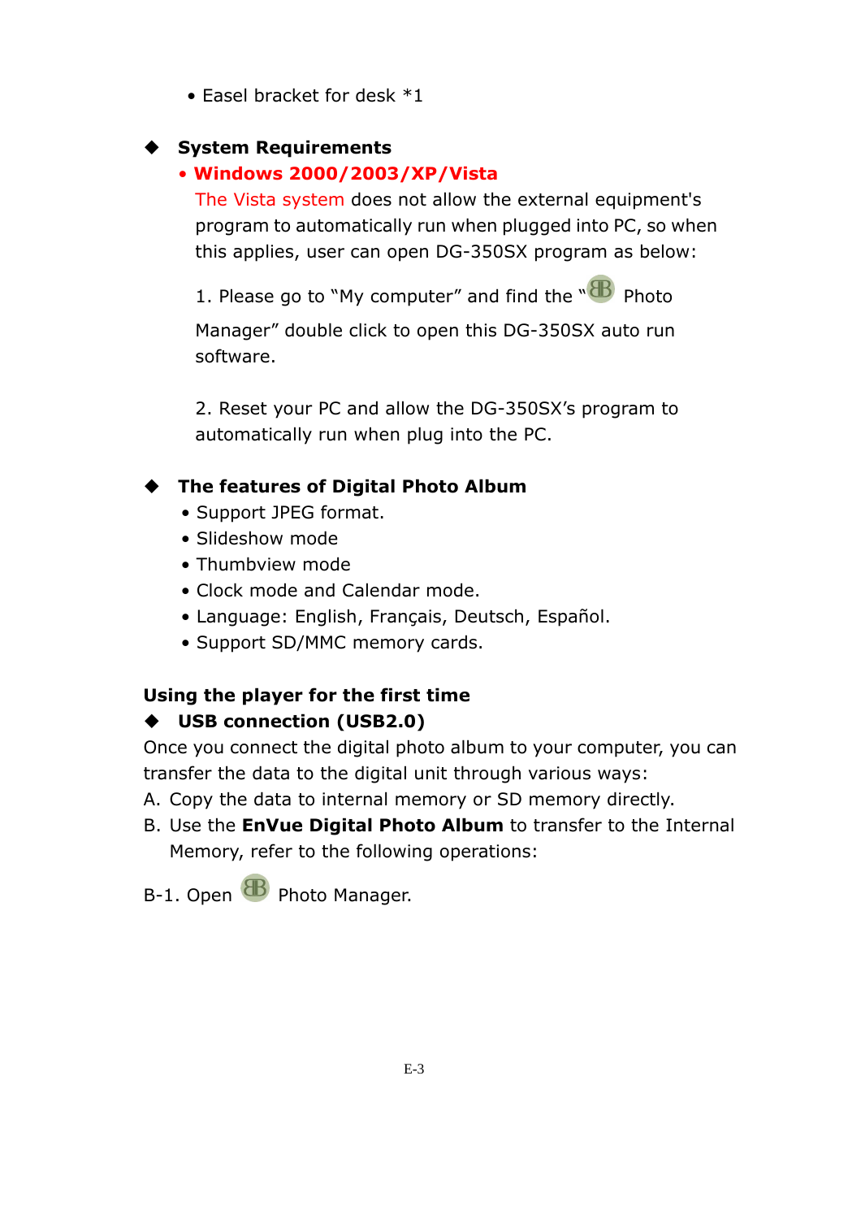- Easel bracket for desk *1

### ◆ System Requirements

- **Windows 2000/2003/XP/Vista**

  The Vista system does not allow the external equipment's program to automatically run when plugged into PC, so when this applies, user can open DG-350SX program as below:

  1. Please go to "My computer" and find the " Photo Manager" double click to open this DG-350SX auto run software.

  2. Reset your PC and allow the DG-350SX's program to automatically run when plug into the PC.

### ◆ The features of Digital Photo Album

- Support JPEG format.
- Slideshow mode
- Thumbview mode
- Clock mode and Calendar mode.
- Language: English, Français, Deutsch, Español.
- Support SD/MMC memory cards.

## Using the player for the first time

### ◆ USB connection (USB2.0)

Once you connect the digital photo album to your computer, you can transfer the data to the digital unit through various ways:

A. Copy the data to internal memory or SD memory directly.

B. Use the **EnVue Digital Photo Album** to transfer to the Internal Memory, refer to the following operations:

B-1. Open Photo Manager.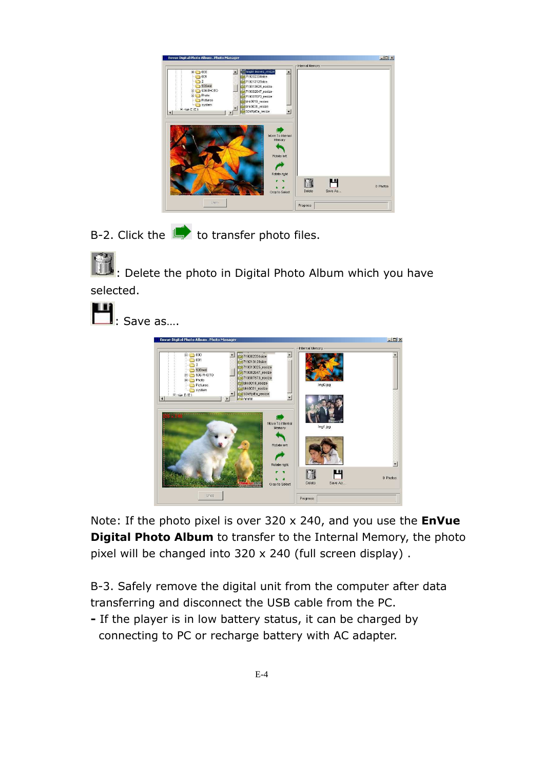B-2. Click the  to transfer photo files.

: Delete the photo in Digital Photo Album which you have selected.

: Save as….

Note: If the photo pixel is over 320 x 240, and you use the **EnVue Digital Photo Album** to transfer to the Internal Memory, the photo pixel will be changed into 320 x 240 (full screen display) .

B-3. Safely remove the digital unit from the computer after data transferring and disconnect the USB cable from the PC.

**-** If the player is in low battery status, it can be charged by connecting to PC or recharge battery with AC adapter.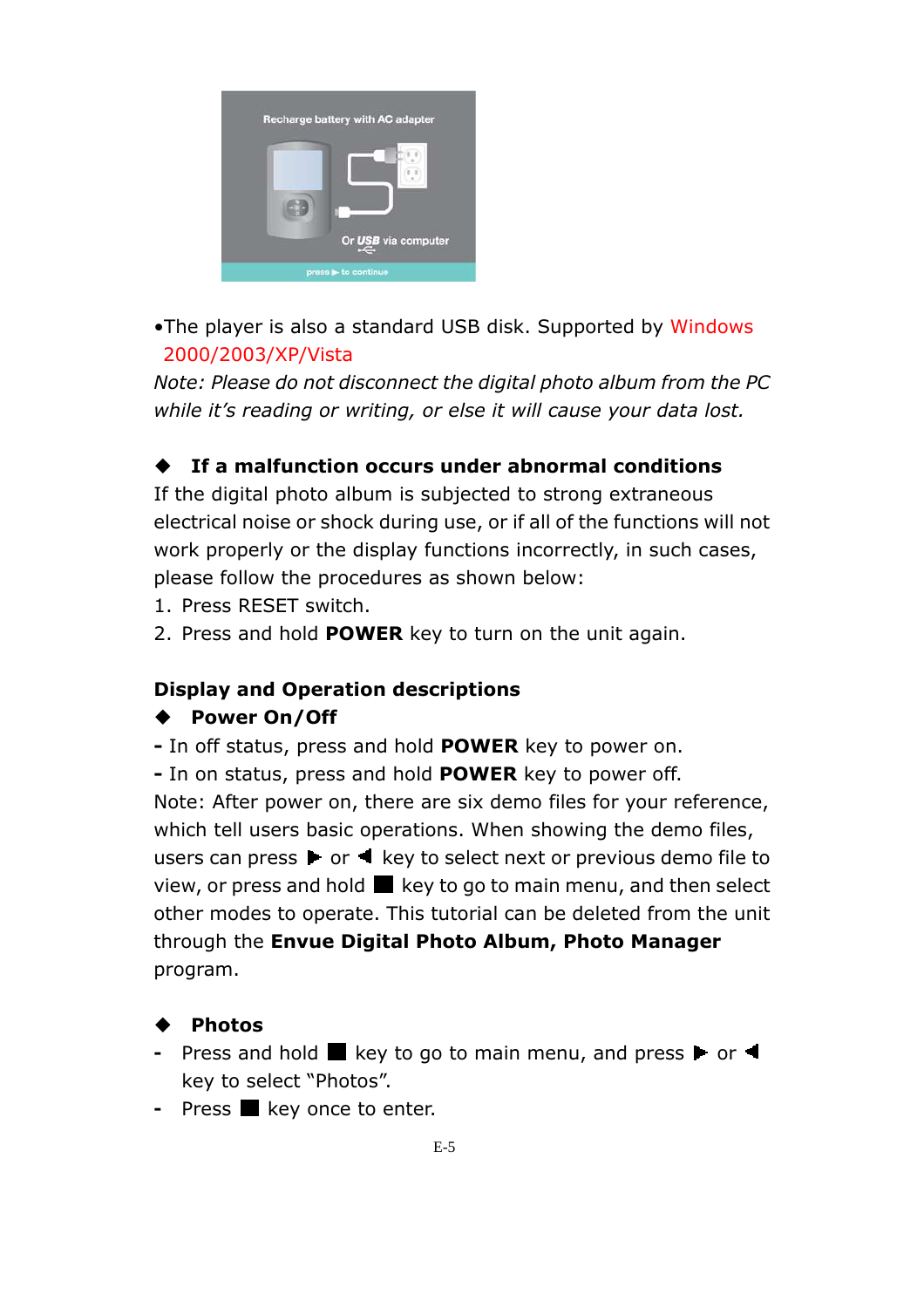•The player is also a standard USB disk. Supported by Windows 2000/2003/XP/Vista

*Note: Please do not disconnect the digital photo album from the PC while it's reading or writing, or else it will cause your data lost.*

◆ **If a malfunction occurs under abnormal conditions**

If the digital photo album is subjected to strong extraneous electrical noise or shock during use, or if all of the functions will not work properly or the display functions incorrectly, in such cases, please follow the procedures as shown below:

1. Press RESET switch.
2. Press and hold **POWER** key to turn on the unit again.

**Display and Operation descriptions**

◆ **Power On/Off**

- In off status, press and hold **POWER** key to power on.
- In on status, press and hold **POWER** key to power off.

Note: After power on, there are six demo files for your reference, which tell users basic operations. When showing the demo files, users can press ▶ or ◀ key to select next or previous demo file to view, or press and hold ■ key to go to main menu, and then select other modes to operate. This tutorial can be deleted from the unit through the **Envue Digital Photo Album, Photo Manager** program.

◆ **Photos**

- Press and hold ■ key to go to main menu, and press ▶ or ◀ key to select "Photos".
- Press ■ key once to enter.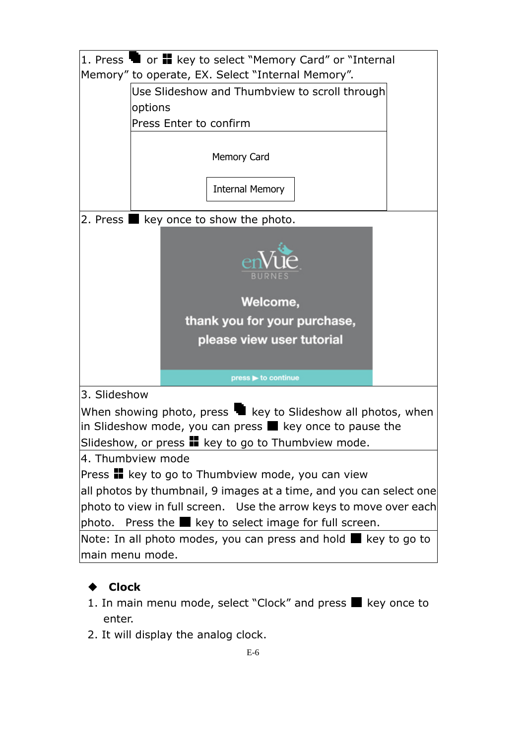1. Press ▪ or ▪ key to select "Memory Card" or "Internal Memory" to operate, EX. Select "Internal Memory".

| Use Slideshow and Thumbview to scroll through options<br>Press Enter to confirm |
|---|
| Memory Card<br>Internal Memory |

2. Press ▪ key once to show the photo.

enVue
BURNES

Welcome,
thank you for your purchase,
please view user tutorial

press ▶ to continue

3. Slideshow

When showing photo, press ▪ key to Slideshow all photos, when in Slideshow mode, you can press ▪ key once to pause the Slideshow, or press ▪ key to go to Thumbview mode.

4. Thumbview mode

Press ▪ key to go to Thumbview mode, you can view all photos by thumbnail, 9 images at a time, and you can select one photo to view in full screen. Use the arrow keys to move over each photo. Press the ▪ key to select image for full screen.

Note: In all photo modes, you can press and hold ▪ key to go to main menu mode.

- **Clock**

1. In main menu mode, select "Clock" and press ▪ key once to enter.
2. It will display the analog clock.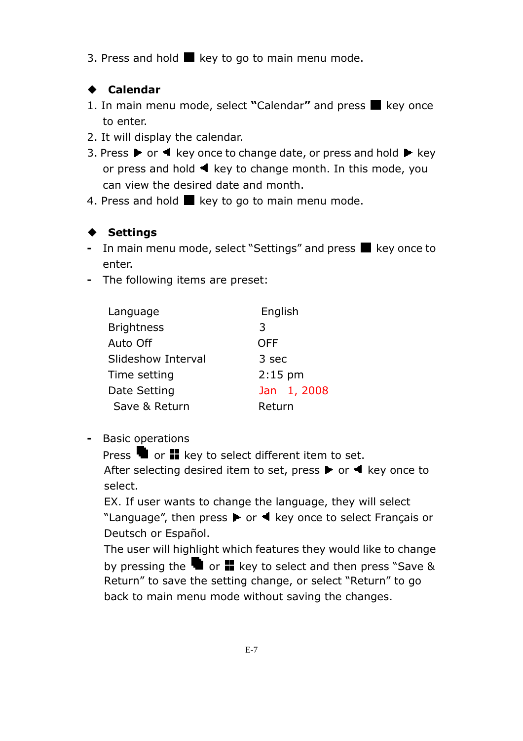3. Press and hold ■ key to go to main menu mode.

◆ **Calendar**

1. In main menu mode, select **"**Calendar**"** and press ■ key once to enter.
2. It will display the calendar.
3. Press ▶ or ◀ key once to change date, or press and hold ▶ key or press and hold ◀ key to change month. In this mode, you can view the desired date and month.
4. Press and hold ■ key to go to main menu mode.

◆ **Settings**

- In main menu mode, select "Settings" and press ■ key once to enter.
- The following items are preset:

| | |
|---|---|
| Language | English |
| Brightness | 3 |
| Auto Off | OFF |
| Slideshow Interval | 3 sec |
| Time setting | 2:15 pm |
| Date Setting | Jan 1, 2008 |
| Save & Return | Return |

- Basic operations

  Press ▀ or ▀ key to select different item to set.

  After selecting desired item to set, press ▶ or ◀ key once to select.

  EX. If user wants to change the language, they will select "Language", then press ▶ or ◀ key once to select Français or Deutsch or Español.

  The user will highlight which features they would like to change by pressing the ▀ or ▀ key to select and then press "Save & Return" to save the setting change, or select "Return" to go back to main menu mode without saving the changes.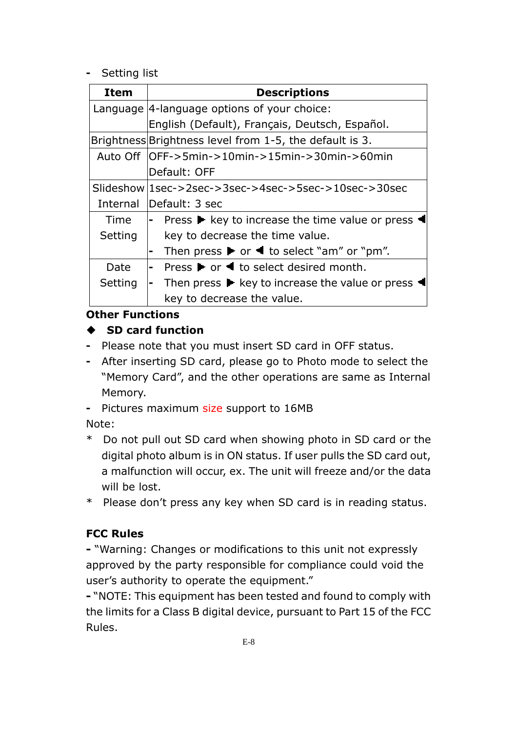- Setting list

| Item | Descriptions |
|---|---|
| Language | 4-language options of your choice: English (Default), Français, Deutsch, Español. |
| Brightness | Brightness level from 1-5, the default is 3. |
| Auto Off | OFF->5min->10min->15min->30min->60min Default: OFF |
| Slideshow Internal | 1sec->2sec->3sec->4sec->5sec->10sec->30sec Default: 3 sec |
| Time Setting | - Press ▶ key to increase the time value or press ◀ key to decrease the time value. - Then press ▶ or ◀ to select "am" or "pm". |
| Date Setting | - Press ▶ or ◀ to select desired month. - Then press ▶ key to increase the value or press ◀ key to decrease the value. |

**Other Functions**

◆ **SD card function**

- Please note that you must insert SD card in OFF status.
- After inserting SD card, please go to Photo mode to select the "Memory Card", and the other operations are same as Internal Memory.
- Pictures maximum size support to 16MB

Note:

* Do not pull out SD card when showing photo in SD card or the digital photo album is in ON status. If user pulls the SD card out, a malfunction will occur, ex. The unit will freeze and/or the data will be lost.
* Please don't press any key when SD card is in reading status.

**FCC Rules**

**-** "Warning: Changes or modifications to this unit not expressly approved by the party responsible for compliance could void the user's authority to operate the equipment."

**-** "NOTE: This equipment has been tested and found to comply with the limits for a Class B digital device, pursuant to Part 15 of the FCC Rules.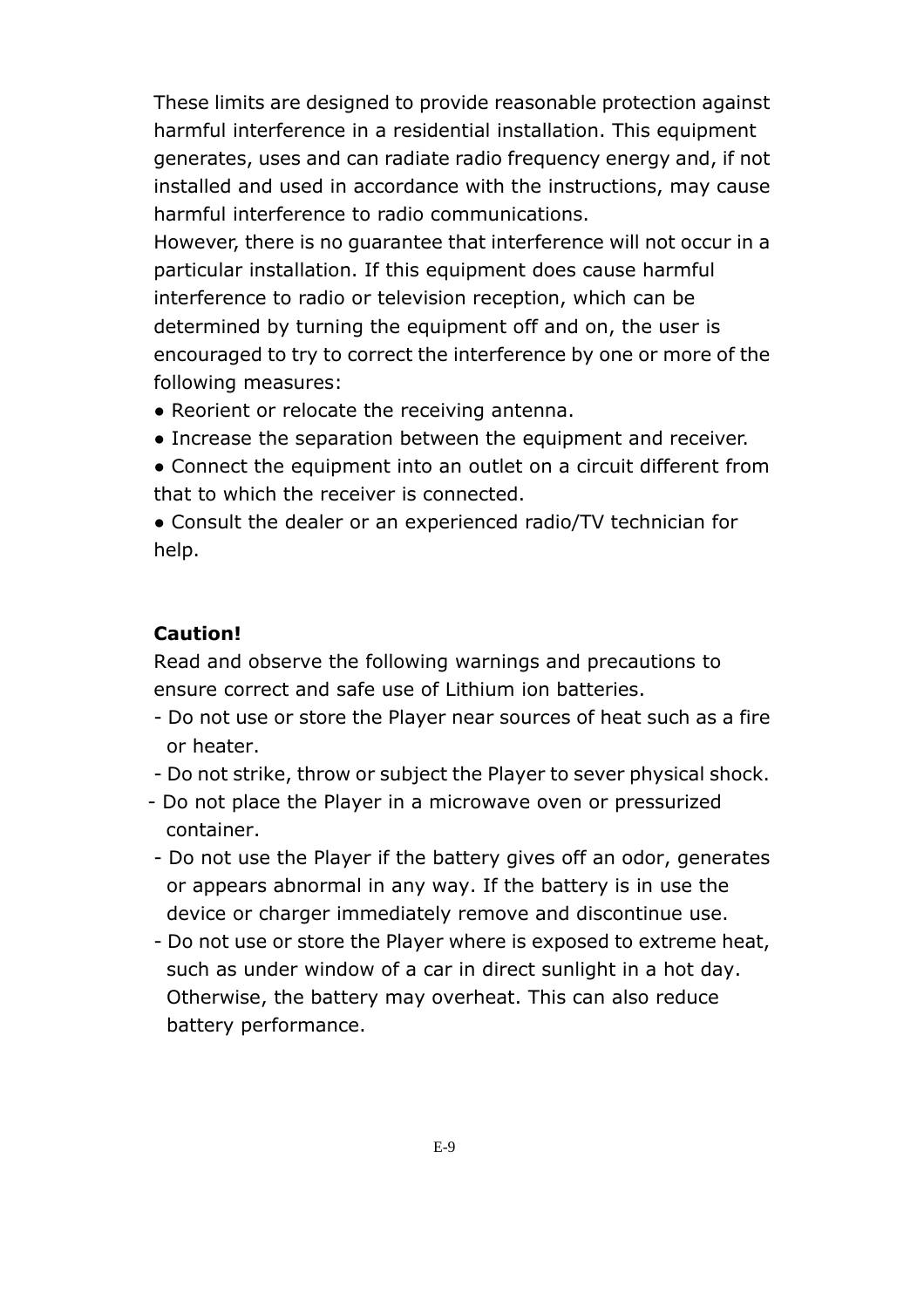These limits are designed to provide reasonable protection against harmful interference in a residential installation. This equipment generates, uses and can radiate radio frequency energy and, if not installed and used in accordance with the instructions, may cause harmful interference to radio communications.
However, there is no guarantee that interference will not occur in a particular installation. If this equipment does cause harmful interference to radio or television reception, which can be determined by turning the equipment off and on, the user is encouraged to try to correct the interference by one or more of the following measures:

- Reorient or relocate the receiving antenna.
- Increase the separation between the equipment and receiver.
- Connect the equipment into an outlet on a circuit different from that to which the receiver is connected.
- Consult the dealer or an experienced radio/TV technician for help.

**Caution!**

Read and observe the following warnings and precautions to ensure correct and safe use of Lithium ion batteries.

- Do not use or store the Player near sources of heat such as a fire or heater.
- Do not strike, throw or subject the Player to sever physical shock.
- Do not place the Player in a microwave oven or pressurized container.
- Do not use the Player if the battery gives off an odor, generates or appears abnormal in any way. If the battery is in use the device or charger immediately remove and discontinue use.
- Do not use or store the Player where is exposed to extreme heat, such as under window of a car in direct sunlight in a hot day. Otherwise, the battery may overheat. This can also reduce battery performance.